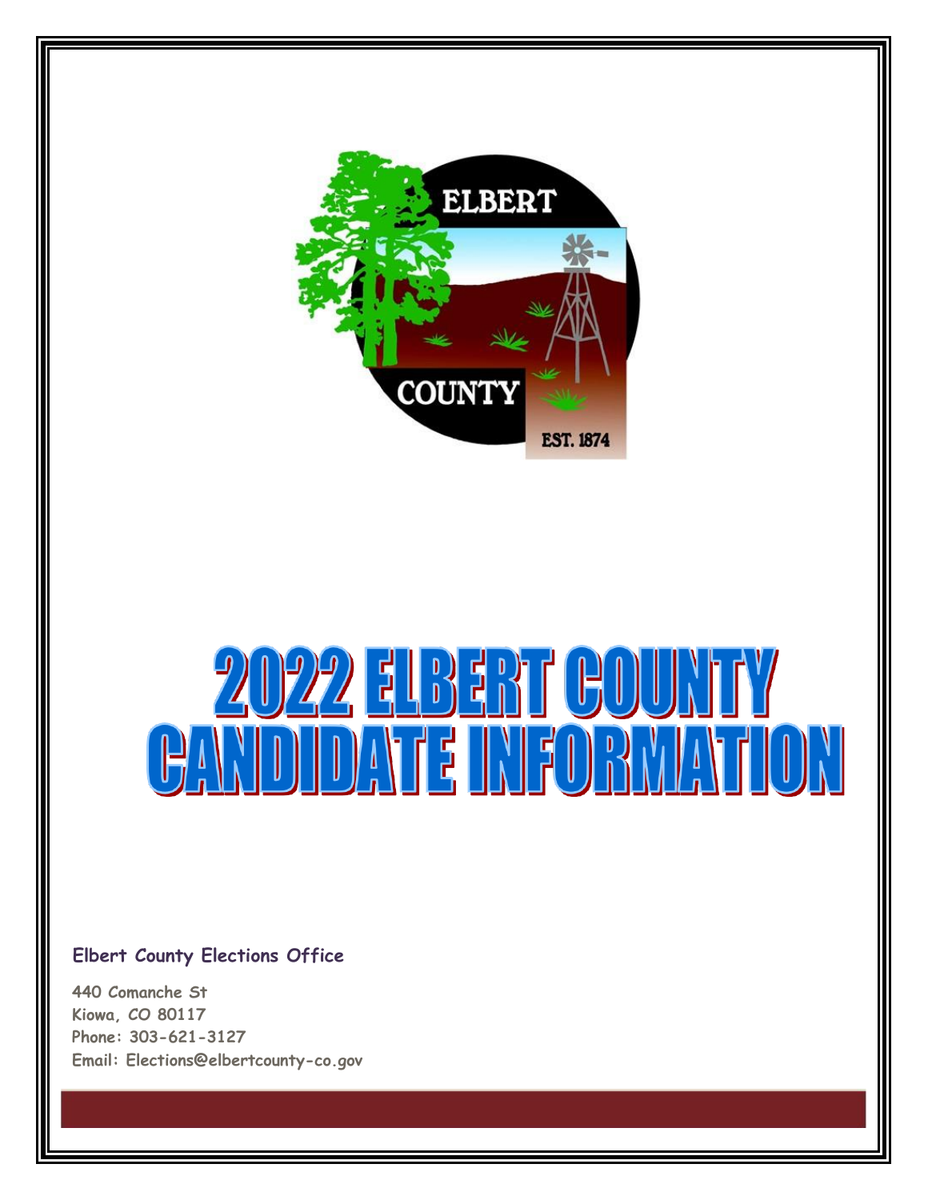# 2022 ELBERT COUNTY CANDIDATE INFORMATION

**Elbert County Elections Office**

**440 Comanche St**
**Kiowa, CO 80117**
**Phone: 303-621-3127**
**Email: Elections@elbertcounty-co.gov**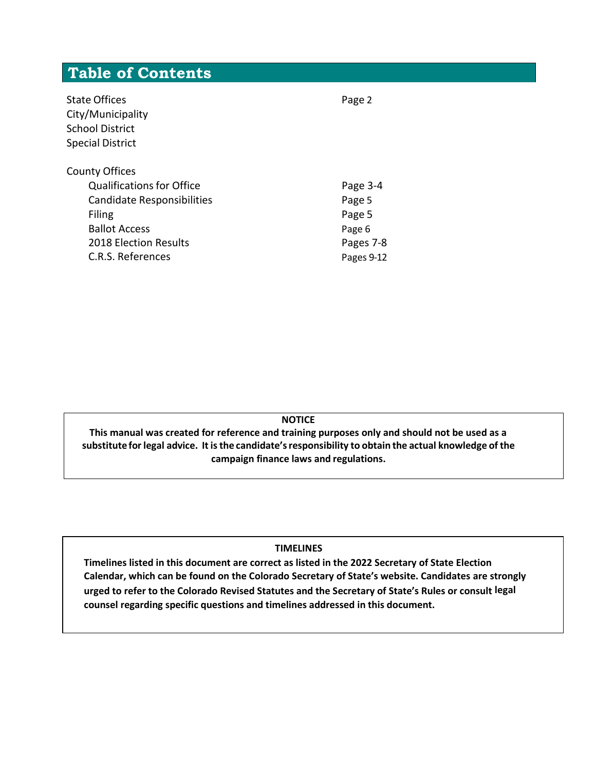# Table of Contents

| | |
|---|---|
| State Offices | Page 2 |
| City/Municipality | |
| School District | |
| Special District | |
| | |
| County Offices | |
| Qualifications for Office | Page 3-4 |
| Candidate Responsibilities | Page 5 |
| Filing | Page 5 |
| Ballot Access | Page 6 |
| 2018 Election Results | Pages 7-8 |
| C.R.S. References | Pages 9-12 |

**NOTICE**

**This manual was created for reference and training purposes only and should not be used as a substitute for legal advice. It is the candidate's responsibility to obtain the actual knowledge of the campaign finance laws and regulations.**

**TIMELINES**

**Timelines listed in this document are correct as listed in the 2022 Secretary of State Election Calendar, which can be found on the Colorado Secretary of State's website. Candidates are strongly urged to refer to the Colorado Revised Statutes and the Secretary of State's Rules or consult legal counsel regarding specific questions and timelines addressed in this document.**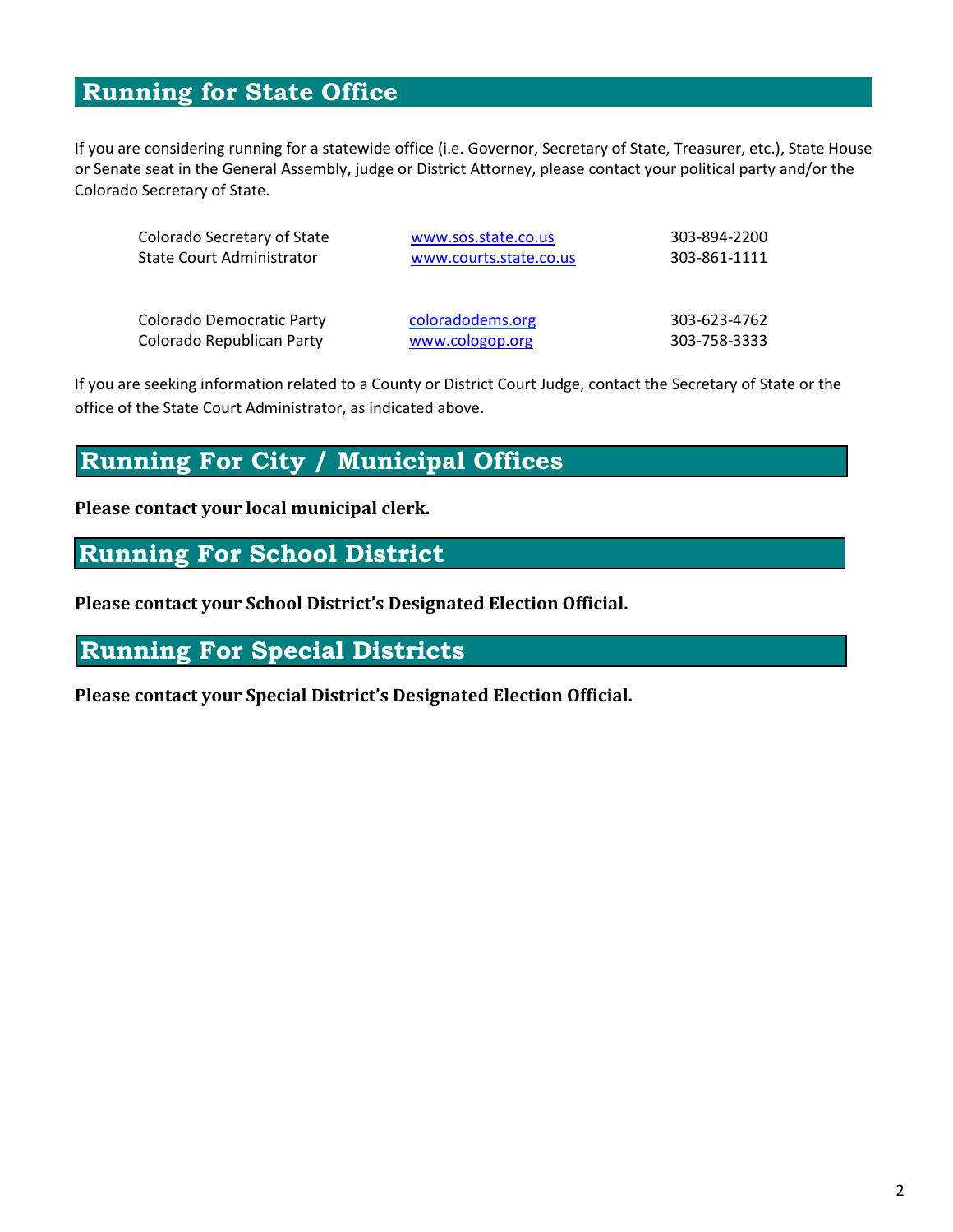## Running for State Office

If you are considering running for a statewide office (i.e. Governor, Secretary of State, Treasurer, etc.), State House or Senate seat in the General Assembly, judge or District Attorney, please contact your political party and/or the Colorado Secretary of State.

| | | |
|---|---|---|
| Colorado Secretary of State | www.sos.state.co.us | 303-894-2200 |
| State Court Administrator | www.courts.state.co.us | 303-861-1111 |
| | | |
| Colorado Democratic Party | coloradodems.org | 303-623-4762 |
| Colorado Republican Party | www.cologop.org | 303-758-3333 |

If you are seeking information related to a County or District Court Judge, contact the Secretary of State or the office of the State Court Administrator, as indicated above.

## Running For City / Municipal Offices

**Please contact your local municipal clerk.**

## Running For School District

**Please contact your School District's Designated Election Official.**

## Running For Special Districts

**Please contact your Special District's Designated Election Official.**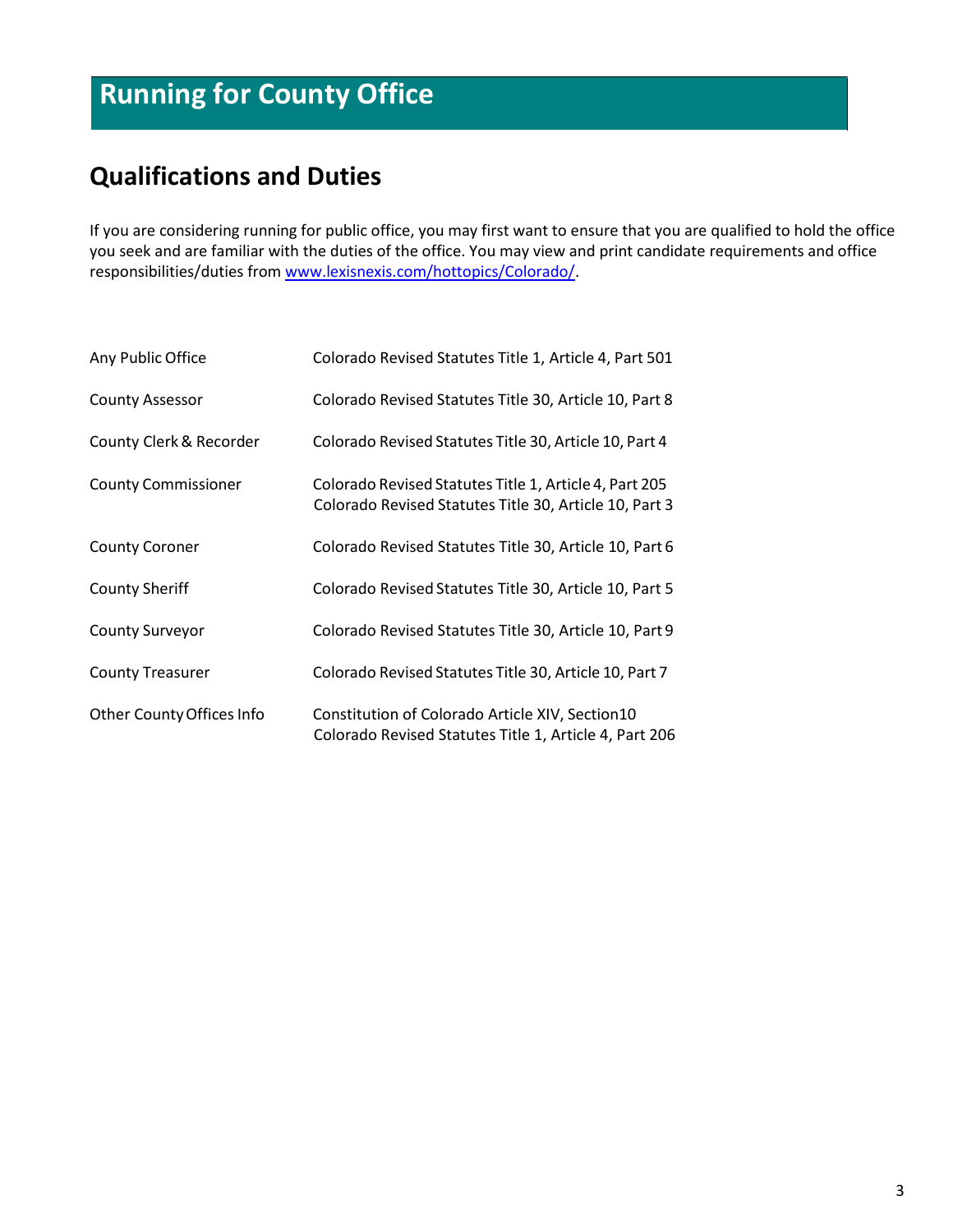# Running for County Office

## Qualifications and Duties

If you are considering running for public office, you may first want to ensure that you are qualified to hold the office you seek and are familiar with the duties of the office. You may view and print candidate requirements and office responsibilities/duties from [www.lexisnexis.com/hottopics/Colorado/](www.lexisnexis.com/hottopics/Colorado/).

| | |
|---|---|
| Any Public Office | Colorado Revised Statutes Title 1, Article 4, Part 501 |
| County Assessor | Colorado Revised Statutes Title 30, Article 10, Part 8 |
| County Clerk & Recorder | Colorado Revised Statutes Title 30, Article 10, Part 4 |
| County Commissioner | Colorado Revised Statutes Title 1, Article 4, Part 205<br>Colorado Revised Statutes Title 30, Article 10, Part 3 |
| County Coroner | Colorado Revised Statutes Title 30, Article 10, Part 6 |
| County Sheriff | Colorado Revised Statutes Title 30, Article 10, Part 5 |
| County Surveyor | Colorado Revised Statutes Title 30, Article 10, Part 9 |
| County Treasurer | Colorado Revised Statutes Title 30, Article 10, Part 7 |
| Other County Offices Info | Constitution of Colorado Article XIV, Section10<br>Colorado Revised Statutes Title 1, Article 4, Part 206 |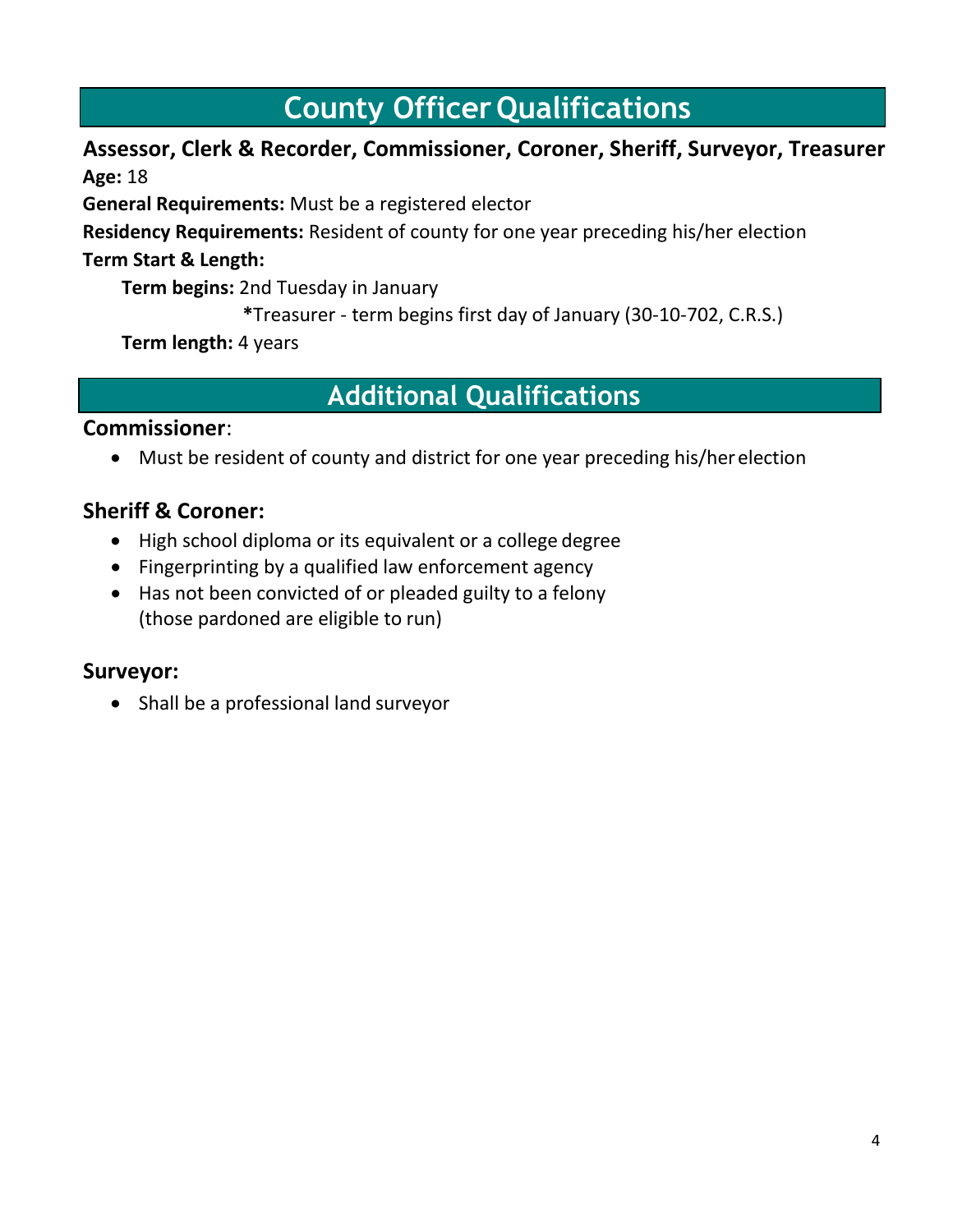# County Officer Qualifications

### Assessor, Clerk & Recorder, Commissioner, Coroner, Sheriff, Surveyor, Treasurer

**Age:** 18

**General Requirements:** Must be a registered elector

**Residency Requirements:** Resident of county for one year preceding his/her election

**Term Start & Length:**

**Term begins:** 2nd Tuesday in January

*Treasurer - term begins first day of January (30-10-702, C.R.S.)

**Term length:** 4 years

# Additional Qualifications

### Commissioner:

- Must be resident of county and district for one year preceding his/her election

### Sheriff & Coroner:

- High school diploma or its equivalent or a college degree
- Fingerprinting by a qualified law enforcement agency
- Has not been convicted of or pleaded guilty to a felony (those pardoned are eligible to run)

### Surveyor:

- Shall be a professional land surveyor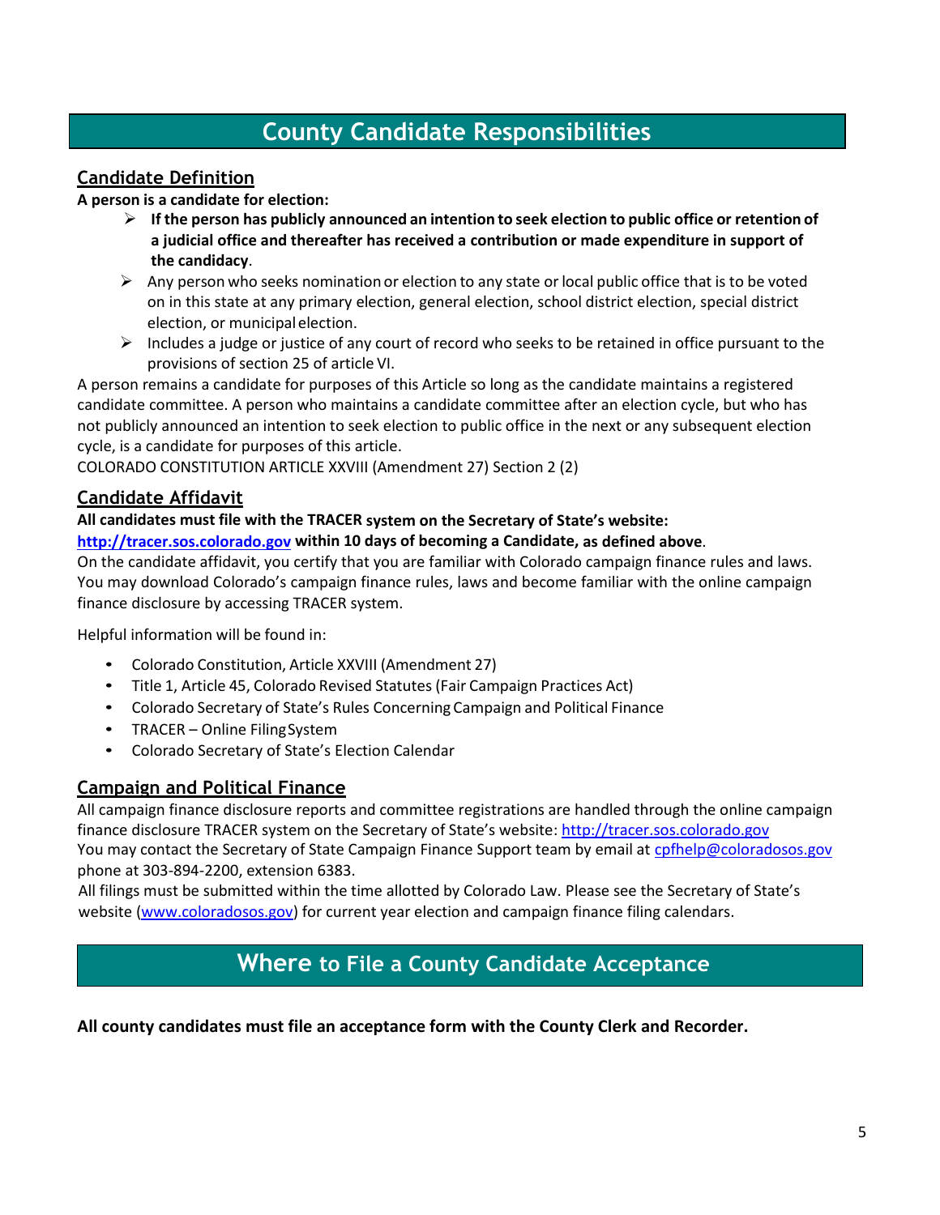## County Candidate Responsibilities

### Candidate Definition

**A person is a candidate for election:**

- **If the person has publicly announced an intention to seek election to public office or retention of a judicial office and thereafter has received a contribution or made expenditure in support of the candidacy**.
- Any person who seeks nomination or election to any state or local public office that is to be voted on in this state at any primary election, general election, school district election, special district election, or municipal election.
- Includes a judge or justice of any court of record who seeks to be retained in office pursuant to the provisions of section 25 of article VI.

A person remains a candidate for purposes of this Article so long as the candidate maintains a registered candidate committee. A person who maintains a candidate committee after an election cycle, but who has not publicly announced an intention to seek election to public office in the next or any subsequent election cycle, is a candidate for purposes of this article.
COLORADO CONSTITUTION ARTICLE XXVIII (Amendment 27) Section 2 (2)

### Candidate Affidavit

**All candidates must file with the TRACER system on the Secretary of State's website: http://tracer.sos.colorado.gov within 10 days of becoming a Candidate, as defined above**.
On the candidate affidavit, you certify that you are familiar with Colorado campaign finance rules and laws. You may download Colorado's campaign finance rules, laws and become familiar with the online campaign finance disclosure by accessing TRACER system.

Helpful information will be found in:

- Colorado Constitution, Article XXVIII (Amendment 27)
- Title 1, Article 45, Colorado Revised Statutes (Fair Campaign Practices Act)
- Colorado Secretary of State's Rules Concerning Campaign and Political Finance
- TRACER – Online Filing System
- Colorado Secretary of State's Election Calendar

### Campaign and Political Finance

All campaign finance disclosure reports and committee registrations are handled through the online campaign finance disclosure TRACER system on the Secretary of State's website: http://tracer.sos.colorado.gov
You may contact the Secretary of State Campaign Finance Support team by email at cpfhelp@coloradosos.gov phone at 303-894-2200, extension 6383.
All filings must be submitted within the time allotted by Colorado Law. Please see the Secretary of State's website (www.coloradosos.gov) for current year election and campaign finance filing calendars.

## Where to File a County Candidate Acceptance

**All county candidates must file an acceptance form with the County Clerk and Recorder.**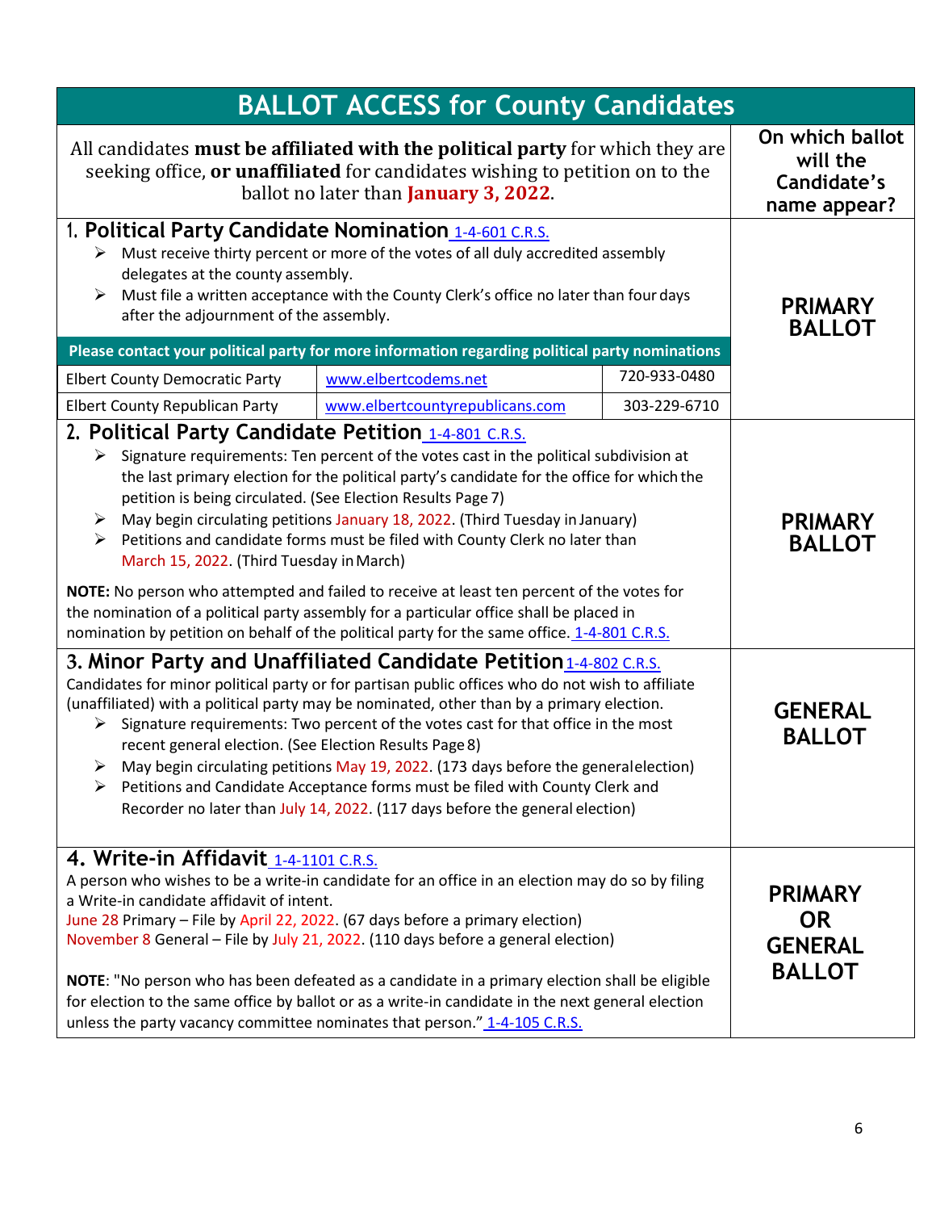# BALLOT ACCESS for County Candidates

| All candidates **must be affiliated with the political party** for which they are seeking office, **or unaffiliated** for candidates wishing to petition on to the ballot no later than **January 3, 2022**. | On which ballot will the Candidate's name appear? |
|---|---|
| **1. Political Party Candidate Nomination** 1-4-601 C.R.S.<br>➢ Must receive thirty percent or more of the votes of all duly accredited assembly delegates at the county assembly.<br>➢ Must file a written acceptance with the County Clerk's office no later than four days after the adjournment of the assembly.<br><br>**Please contact your political party for more information regarding political party nominations**<br>Elbert County Democratic Party — www.elbertcodems.net — 720-933-0480<br>Elbert County Republican Party — www.elbertcountyrepublicans.com — 303-229-6710 | **PRIMARY BALLOT** |
| **2. Political Party Candidate Petition** 1-4-801 C.R.S.<br>➢ Signature requirements: Ten percent of the votes cast in the political subdivision at the last primary election for the political party's candidate for the office for which the petition is being circulated. (See Election Results Page 7)<br>➢ May begin circulating petitions January 18, 2022. (Third Tuesday in January)<br>➢ Petitions and candidate forms must be filed with County Clerk no later than March 15, 2022. (Third Tuesday in March)<br><br>**NOTE:** No person who attempted and failed to receive at least ten percent of the votes for the nomination of a political party assembly for a particular office shall be placed in nomination by petition on behalf of the political party for the same office. 1-4-801 C.R.S. | **PRIMARY BALLOT** |
| **3. Minor Party and Unaffiliated Candidate Petition** 1-4-802 C.R.S.<br>Candidates for minor political party or for partisan public offices who do not wish to affiliate (unaffiliated) with a political party may be nominated, other than by a primary election.<br>➢ Signature requirements: Two percent of the votes cast for that office in the most recent general election. (See Election Results Page 8)<br>➢ May begin circulating petitions May 19, 2022. (173 days before the general election)<br>➢ Petitions and Candidate Acceptance forms must be filed with County Clerk and Recorder no later than July 14, 2022. (117 days before the general election) | **GENERAL BALLOT** |
| **4. Write-in Affidavit** 1-4-1101 C.R.S.<br>A person who wishes to be a write-in candidate for an office in an election may do so by filing a Write-in candidate affidavit of intent.<br>June 28 Primary – File by April 22, 2022. (67 days before a primary election)<br>November 8 General – File by July 21, 2022. (110 days before a general election)<br><br>**NOTE**: "No person who has been defeated as a candidate in a primary election shall be eligible for election to the same office by ballot or as a write-in candidate in the next general election unless the party vacancy committee nominates that person." 1-4-105 C.R.S. | **PRIMARY OR GENERAL BALLOT** |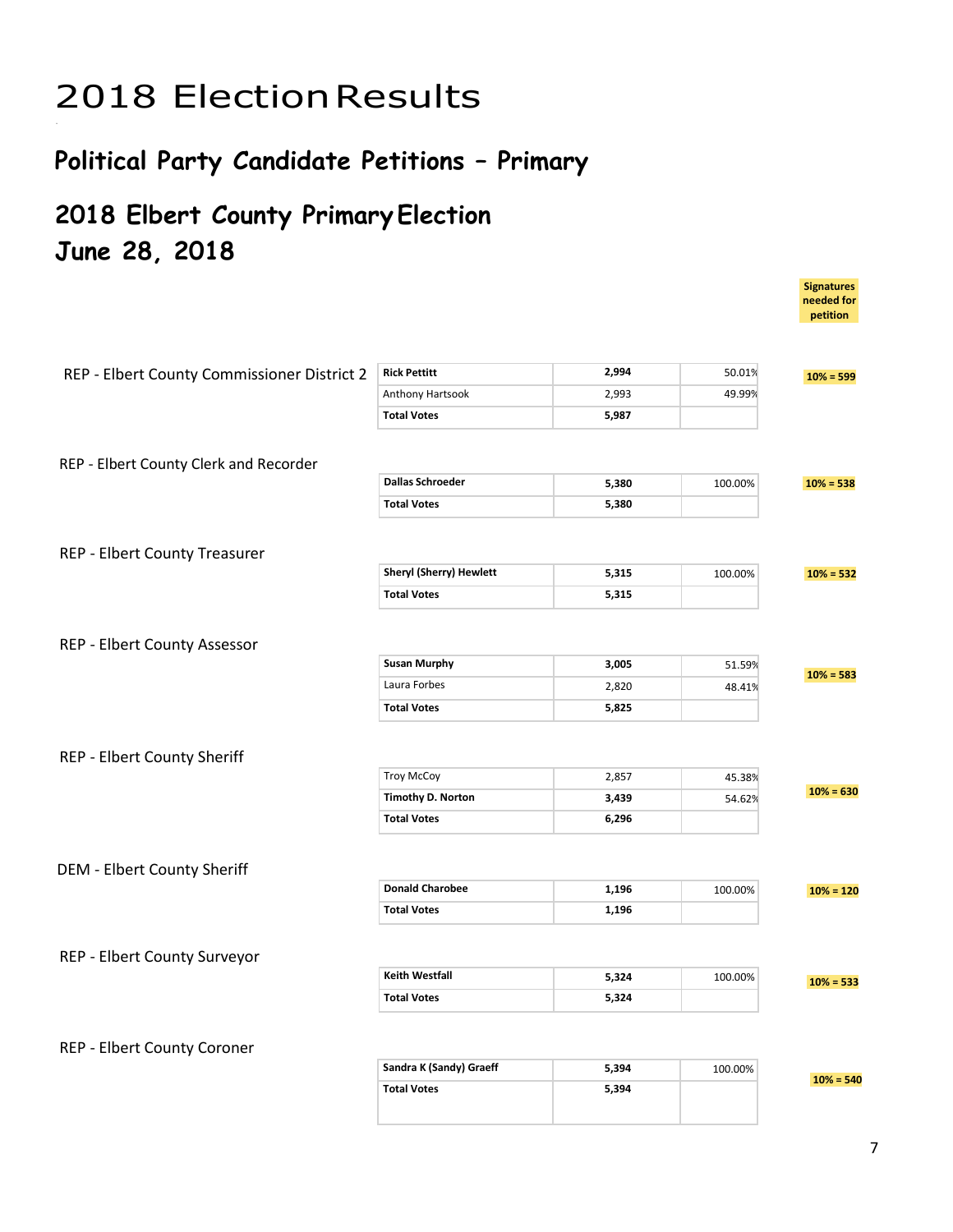# 2018 Election Results

## Political Party Candidate Petitions – Primary

## 2018 Elbert County Primary Election
## June 28, 2018

| Race | Candidate | Votes | Percent | Signatures needed for petition |
|---|---|---|---|---|
| REP - Elbert County Commissioner District 2 | **Rick Pettitt** | **2,994** | 50.01% | **10% = 599** |
| | Anthony Hartsook | 2,993 | 49.99% | |
| | **Total Votes** | **5,987** | | |
| REP - Elbert County Clerk and Recorder | **Dallas Schroeder** | **5,380** | 100.00% | **10% = 538** |
| | **Total Votes** | **5,380** | | |
| REP - Elbert County Treasurer | **Sheryl (Sherry) Hewlett** | **5,315** | 100.00% | **10% = 532** |
| | **Total Votes** | **5,315** | | |
| REP - Elbert County Assessor | **Susan Murphy** | **3,005** | 51.59% | **10% = 583** |
| | Laura Forbes | 2,820 | 48.41% | |
| | **Total Votes** | **5,825** | | |
| REP - Elbert County Sheriff | Troy McCoy | 2,857 | 45.38% | **10% = 630** |
| | **Timothy D. Norton** | **3,439** | 54.62% | |
| | **Total Votes** | **6,296** | | |
| DEM - Elbert County Sheriff | **Donald Charobee** | **1,196** | 100.00% | **10% = 120** |
| | **Total Votes** | **1,196** | | |
| REP - Elbert County Surveyor | **Keith Westfall** | **5,324** | 100.00% | **10% = 533** |
| | **Total Votes** | **5,324** | | |
| REP - Elbert County Coroner | **Sandra K (Sandy) Graeff** | **5,394** | 100.00% | **10% = 540** |
| | **Total Votes** | **5,394** | | |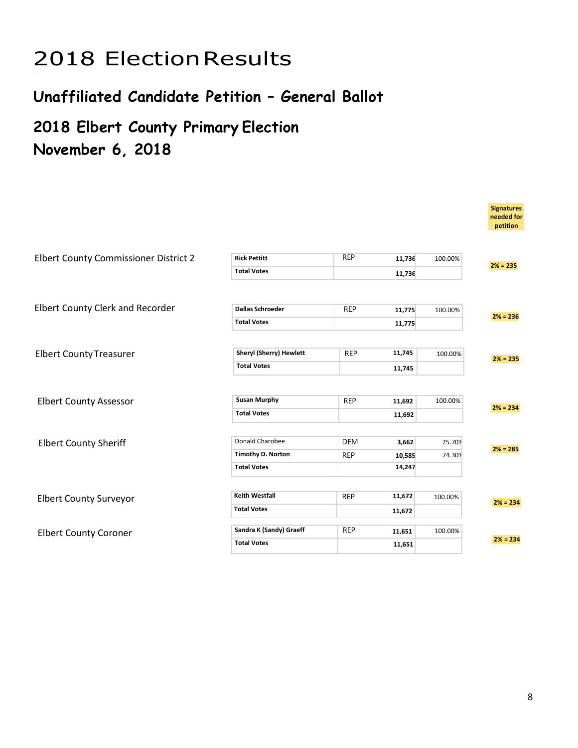# 2018 Election Results

## Unaffiliated Candidate Petition – General Ballot

## 2018 Elbert County Primary Election
## November 6, 2018

| Office | Candidate | Party | Votes | Percent | Signatures needed for petition |
|---|---|---|---|---|---|
| Elbert County Commissioner District 2 | **Rick Pettitt** | REP | 11,736 | 100.00% | 2% = 235 |
| | **Total Votes** | | 11,736 | | |
| Elbert County Clerk and Recorder | **Dallas Schroeder** | REP | 11,775 | 100.00% | 2% = 236 |
| | **Total Votes** | | 11,775 | | |
| Elbert County Treasurer | **Sheryl (Sherry) Hewlett** | REP | 11,745 | 100.00% | 2% = 235 |
| | **Total Votes** | | 11,745 | | |
| Elbert County Assessor | **Susan Murphy** | REP | 11,692 | 100.00% | 2% = 234 |
| | **Total Votes** | | 11,692 | | |
| Elbert County Sheriff | Donald Charobee | DEM | 3,662 | 25.70% | 2% = 285 |
| | **Timothy D. Norton** | REP | 10,585 | 74.30% | |
| | **Total Votes** | | 14,247 | | |
| Elbert County Surveyor | **Keith Westfall** | REP | 11,672 | 100.00% | 2% = 234 |
| | **Total Votes** | | 11,672 | | |
| Elbert County Coroner | **Sandra K (Sandy) Graeff** | REP | 11,651 | 100.00% | 2% = 234 |
| | **Total Votes** | | 11,651 | | |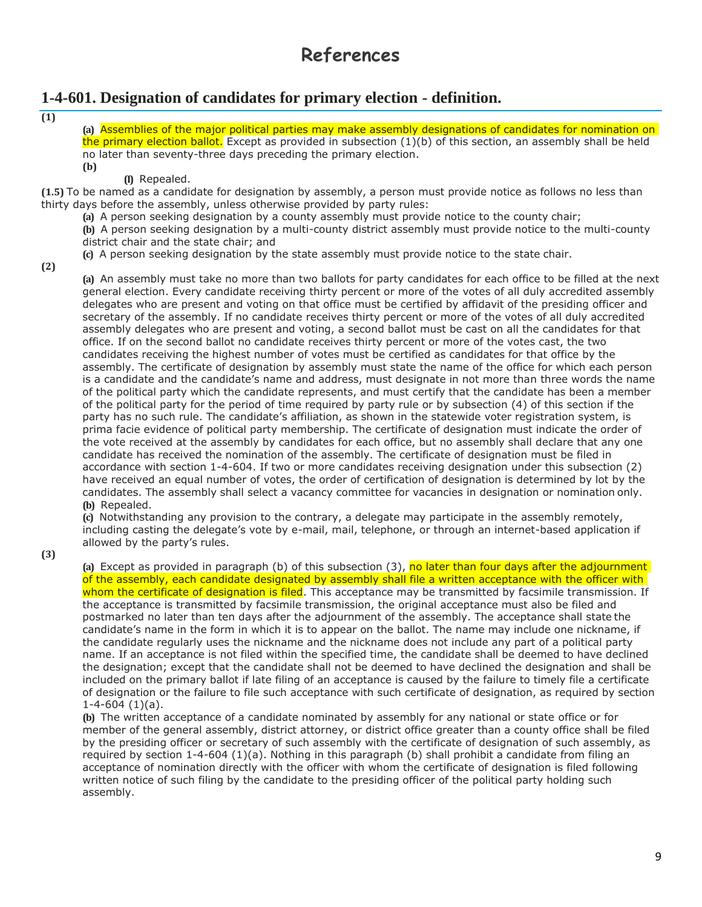# References

## 1-4-601. Designation of candidates for primary election - definition.

**(1)**

**(a)** Assemblies of the major political parties may make assembly designations of candidates for nomination on the primary election ballot. Except as provided in subsection (1)(b) of this section, an assembly shall be held no later than seventy-three days preceding the primary election.

**(b)**

**(I)** Repealed.

**(1.5)** To be named as a candidate for designation by assembly, a person must provide notice as follows no less than thirty days before the assembly, unless otherwise provided by party rules:

**(a)** A person seeking designation by a county assembly must provide notice to the county chair;

**(b)** A person seeking designation by a multi-county district assembly must provide notice to the multi-county district chair and the state chair; and

**(c)** A person seeking designation by the state assembly must provide notice to the state chair.

**(2)**

**(a)** An assembly must take no more than two ballots for party candidates for each office to be filled at the next general election. Every candidate receiving thirty percent or more of the votes of all duly accredited assembly delegates who are present and voting on that office must be certified by affidavit of the presiding officer and secretary of the assembly. If no candidate receives thirty percent or more of the votes of all duly accredited assembly delegates who are present and voting, a second ballot must be cast on all the candidates for that office. If on the second ballot no candidate receives thirty percent or more of the votes cast, the two candidates receiving the highest number of votes must be certified as candidates for that office by the assembly. The certificate of designation by assembly must state the name of the office for which each person is a candidate and the candidate's name and address, must designate in not more than three words the name of the political party which the candidate represents, and must certify that the candidate has been a member of the political party for the period of time required by party rule or by subsection (4) of this section if the party has no such rule. The candidate's affiliation, as shown in the statewide voter registration system, is prima facie evidence of political party membership. The certificate of designation must indicate the order of the vote received at the assembly by candidates for each office, but no assembly shall declare that any one candidate has received the nomination of the assembly. The certificate of designation must be filed in accordance with section 1-4-604. If two or more candidates receiving designation under this subsection (2) have received an equal number of votes, the order of certification of designation is determined by lot by the candidates. The assembly shall select a vacancy committee for vacancies in designation or nomination only.

**(b)** Repealed.

**(c)** Notwithstanding any provision to the contrary, a delegate may participate in the assembly remotely, including casting the delegate's vote by e-mail, mail, telephone, or through an internet-based application if allowed by the party's rules.

**(3)**

**(a)** Except as provided in paragraph (b) of this subsection (3), no later than four days after the adjournment of the assembly, each candidate designated by assembly shall file a written acceptance with the officer with whom the certificate of designation is filed. This acceptance may be transmitted by facsimile transmission. If the acceptance is transmitted by facsimile transmission, the original acceptance must also be filed and postmarked no later than ten days after the adjournment of the assembly. The acceptance shall state the candidate's name in the form in which it is to appear on the ballot. The name may include one nickname, if the candidate regularly uses the nickname and the nickname does not include any part of a political party name. If an acceptance is not filed within the specified time, the candidate shall be deemed to have declined the designation; except that the candidate shall not be deemed to have declined the designation and shall be included on the primary ballot if late filing of an acceptance is caused by the failure to timely file a certificate of designation or the failure to file such acceptance with such certificate of designation, as required by section 1-4-604 (1)(a).

**(b)** The written acceptance of a candidate nominated by assembly for any national or state office or for member of the general assembly, district attorney, or district office greater than a county office shall be filed by the presiding officer or secretary of such assembly with the certificate of designation of such assembly, as required by section 1-4-604 (1)(a). Nothing in this paragraph (b) shall prohibit a candidate from filing an acceptance of nomination directly with the officer with whom the certificate of designation is filed following written notice of such filing by the candidate to the presiding officer of the political party holding such assembly.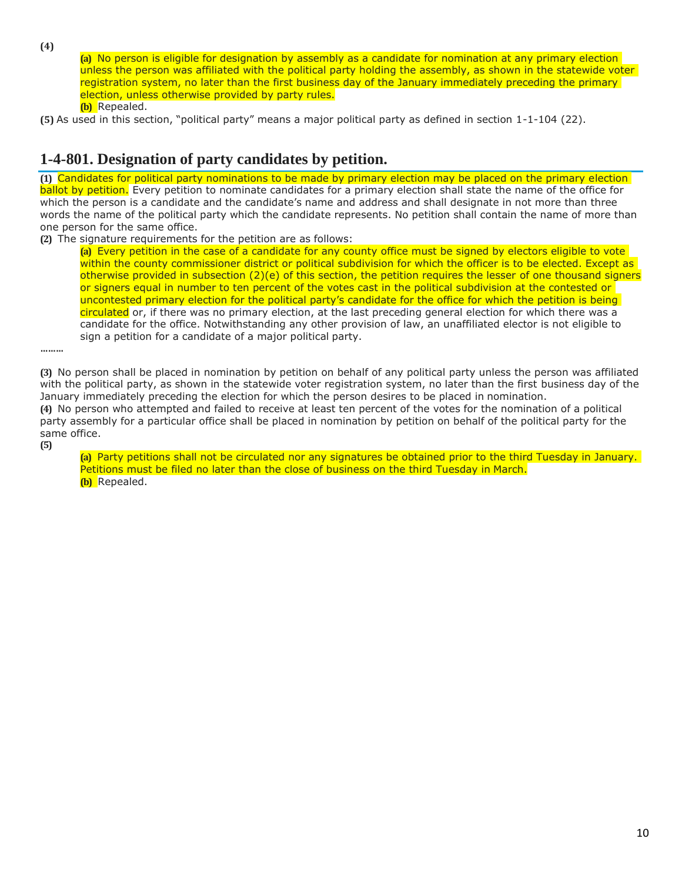**(4)**

**(a)** No person is eligible for designation by assembly as a candidate for nomination at any primary election unless the person was affiliated with the political party holding the assembly, as shown in the statewide voter registration system, no later than the first business day of the January immediately preceding the primary election, unless otherwise provided by party rules.

**(b)** Repealed.

**(5)** As used in this section, "political party" means a major political party as defined in section 1-1-104 (22).

## 1-4-801. Designation of party candidates by petition.

**(1)** Candidates for political party nominations to be made by primary election may be placed on the primary election ballot by petition. Every petition to nominate candidates for a primary election shall state the name of the office for which the person is a candidate and the candidate's name and address and shall designate in not more than three words the name of the political party which the candidate represents. No petition shall contain the name of more than one person for the same office.

**(2)** The signature requirements for the petition are as follows:

**(a)** Every petition in the case of a candidate for any county office must be signed by electors eligible to vote within the county commissioner district or political subdivision for which the officer is to be elected. Except as otherwise provided in subsection (2)(e) of this section, the petition requires the lesser of one thousand signers or signers equal in number to ten percent of the votes cast in the political subdivision at the contested or uncontested primary election for the political party's candidate for the office for which the petition is being circulated or, if there was no primary election, at the last preceding general election for which there was a candidate for the office. Notwithstanding any other provision of law, an unaffiliated elector is not eligible to sign a petition for a candidate of a major political party.

………

**(3)** No person shall be placed in nomination by petition on behalf of any political party unless the person was affiliated with the political party, as shown in the statewide voter registration system, no later than the first business day of the January immediately preceding the election for which the person desires to be placed in nomination.

**(4)** No person who attempted and failed to receive at least ten percent of the votes for the nomination of a political party assembly for a particular office shall be placed in nomination by petition on behalf of the political party for the same office.

**(5)**

**(a)** Party petitions shall not be circulated nor any signatures be obtained prior to the third Tuesday in January. Petitions must be filed no later than the close of business on the third Tuesday in March.

**(b)** Repealed.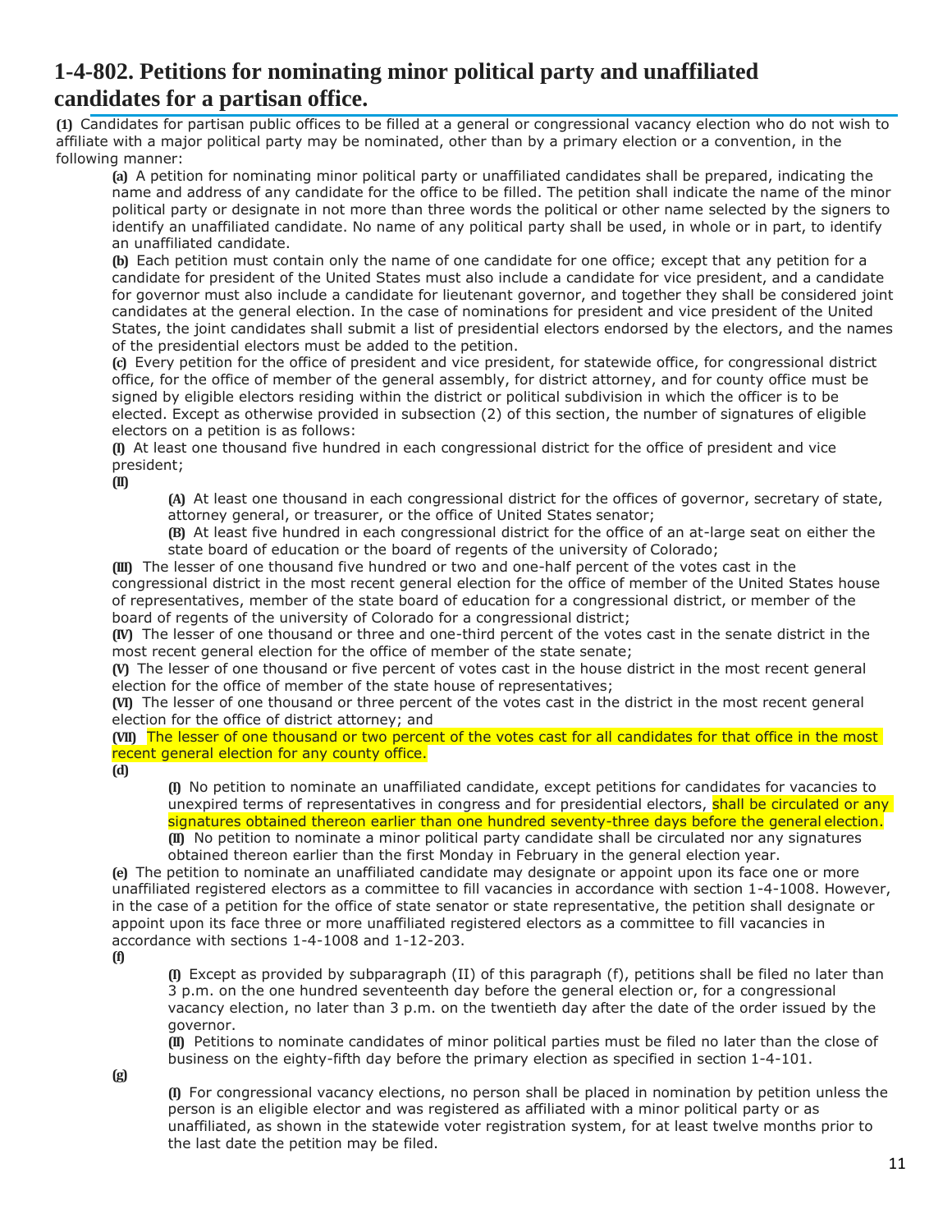## 1-4-802. Petitions for nominating minor political party and unaffiliated candidates for a partisan office.

**(1)** Candidates for partisan public offices to be filled at a general or congressional vacancy election who do not wish to affiliate with a major political party may be nominated, other than by a primary election or a convention, in the following manner:

**(a)** A petition for nominating minor political party or unaffiliated candidates shall be prepared, indicating the name and address of any candidate for the office to be filled. The petition shall indicate the name of the minor political party or designate in not more than three words the political or other name selected by the signers to identify an unaffiliated candidate. No name of any political party shall be used, in whole or in part, to identify an unaffiliated candidate.

**(b)** Each petition must contain only the name of one candidate for one office; except that any petition for a candidate for president of the United States must also include a candidate for vice president, and a candidate for governor must also include a candidate for lieutenant governor, and together they shall be considered joint candidates at the general election. In the case of nominations for president and vice president of the United States, the joint candidates shall submit a list of presidential electors endorsed by the electors, and the names of the presidential electors must be added to the petition.

**(c)** Every petition for the office of president and vice president, for statewide office, for congressional district office, for the office of member of the general assembly, for district attorney, and for county office must be signed by eligible electors residing within the district or political subdivision in which the officer is to be elected. Except as otherwise provided in subsection (2) of this section, the number of signatures of eligible electors on a petition is as follows:

**(I)** At least one thousand five hundred in each congressional district for the office of president and vice president;

**(II)**

**(A)** At least one thousand in each congressional district for the offices of governor, secretary of state, attorney general, or treasurer, or the office of United States senator;

**(B)** At least five hundred in each congressional district for the office of an at-large seat on either the state board of education or the board of regents of the university of Colorado;

**(III)** The lesser of one thousand five hundred or two and one-half percent of the votes cast in the congressional district in the most recent general election for the office of member of the United States house of representatives, member of the state board of education for a congressional district, or member of the board of regents of the university of Colorado for a congressional district;

**(IV)** The lesser of one thousand or three and one-third percent of the votes cast in the senate district in the most recent general election for the office of member of the state senate;

**(V)** The lesser of one thousand or five percent of votes cast in the house district in the most recent general election for the office of member of the state house of representatives;

**(VI)** The lesser of one thousand or three percent of the votes cast in the district in the most recent general election for the office of district attorney; and

**(VII)** The lesser of one thousand or two percent of the votes cast for all candidates for that office in the most recent general election for any county office.

**(d)**

**(I)** No petition to nominate an unaffiliated candidate, except petitions for candidates for vacancies to unexpired terms of representatives in congress and for presidential electors, shall be circulated or any signatures obtained thereon earlier than one hundred seventy-three days before the general election.

**(II)** No petition to nominate a minor political party candidate shall be circulated nor any signatures obtained thereon earlier than the first Monday in February in the general election year.

**(e)** The petition to nominate an unaffiliated candidate may designate or appoint upon its face one or more unaffiliated registered electors as a committee to fill vacancies in accordance with section 1-4-1008. However, in the case of a petition for the office of state senator or state representative, the petition shall designate or appoint upon its face three or more unaffiliated registered electors as a committee to fill vacancies in accordance with sections 1-4-1008 and 1-12-203.

**(f)**

**(I)** Except as provided by subparagraph (II) of this paragraph (f), petitions shall be filed no later than 3 p.m. on the one hundred seventeenth day before the general election or, for a congressional vacancy election, no later than 3 p.m. on the twentieth day after the date of the order issued by the governor.

**(II)** Petitions to nominate candidates of minor political parties must be filed no later than the close of business on the eighty-fifth day before the primary election as specified in section 1-4-101.

**(g)**

**(I)** For congressional vacancy elections, no person shall be placed in nomination by petition unless the person is an eligible elector and was registered as affiliated with a minor political party or as unaffiliated, as shown in the statewide voter registration system, for at least twelve months prior to the last date the petition may be filed.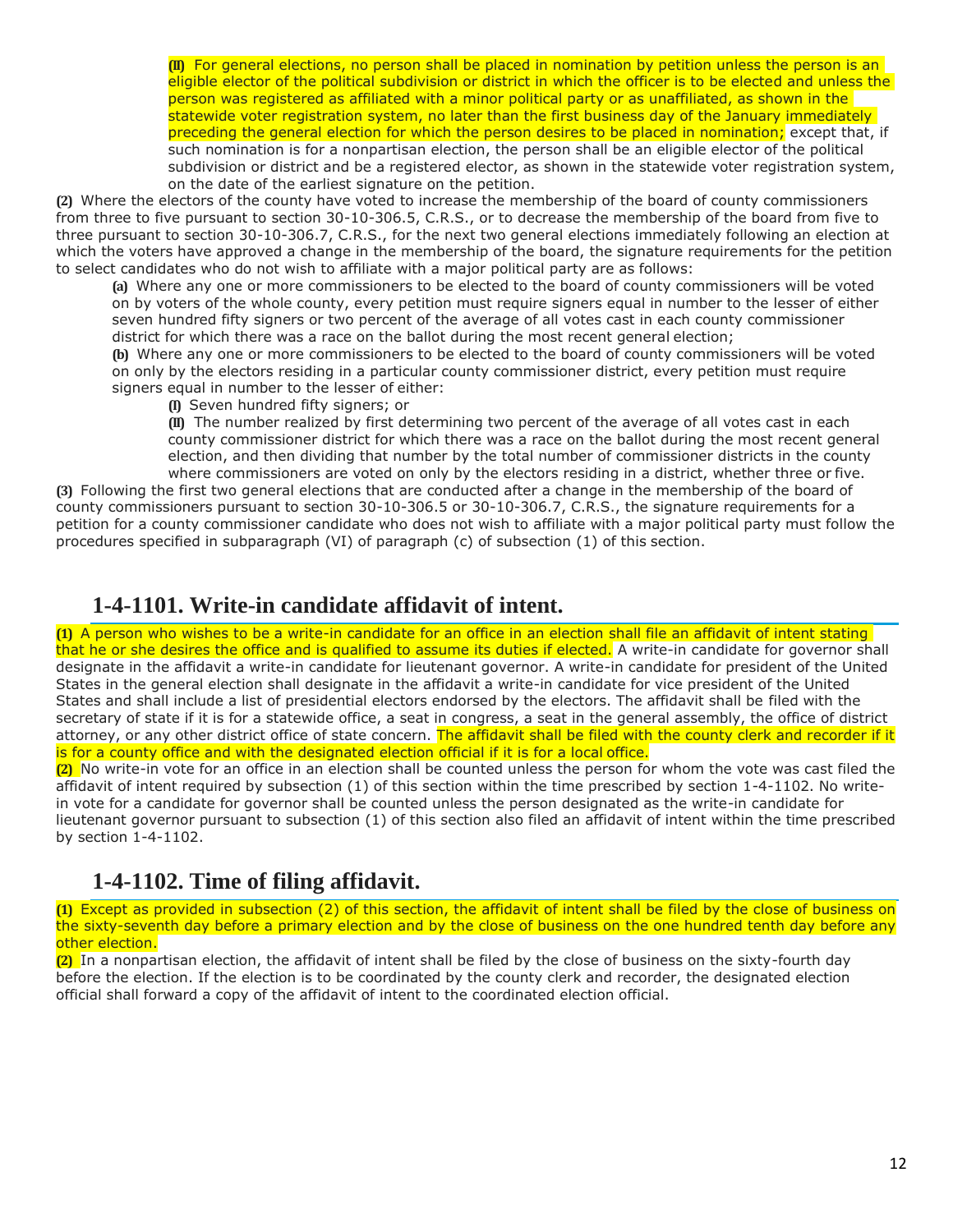**(II)** For general elections, no person shall be placed in nomination by petition unless the person is an eligible elector of the political subdivision or district in which the officer is to be elected and unless the person was registered as affiliated with a minor political party or as unaffiliated, as shown in the statewide voter registration system, no later than the first business day of the January immediately preceding the general election for which the person desires to be placed in nomination; except that, if such nomination is for a nonpartisan election, the person shall be an eligible elector of the political subdivision or district and be a registered elector, as shown in the statewide voter registration system, on the date of the earliest signature on the petition.

**(2)** Where the electors of the county have voted to increase the membership of the board of county commissioners from three to five pursuant to section 30-10-306.5, C.R.S., or to decrease the membership of the board from five to three pursuant to section 30-10-306.7, C.R.S., for the next two general elections immediately following an election at which the voters have approved a change in the membership of the board, the signature requirements for the petition to select candidates who do not wish to affiliate with a major political party are as follows:

**(a)** Where any one or more commissioners to be elected to the board of county commissioners will be voted on by voters of the whole county, every petition must require signers equal in number to the lesser of either seven hundred fifty signers or two percent of the average of all votes cast in each county commissioner district for which there was a race on the ballot during the most recent general election;

**(b)** Where any one or more commissioners to be elected to the board of county commissioners will be voted on only by the electors residing in a particular county commissioner district, every petition must require signers equal in number to the lesser of either:

**(I)** Seven hundred fifty signers; or

**(II)** The number realized by first determining two percent of the average of all votes cast in each county commissioner district for which there was a race on the ballot during the most recent general election, and then dividing that number by the total number of commissioner districts in the county where commissioners are voted on only by the electors residing in a district, whether three or five.

**(3)** Following the first two general elections that are conducted after a change in the membership of the board of county commissioners pursuant to section 30-10-306.5 or 30-10-306.7, C.R.S., the signature requirements for a petition for a county commissioner candidate who does not wish to affiliate with a major political party must follow the procedures specified in subparagraph (VI) of paragraph (c) of subsection (1) of this section.

## 1-4-1101. Write-in candidate affidavit of intent.

**(1)** A person who wishes to be a write-in candidate for an office in an election shall file an affidavit of intent stating that he or she desires the office and is qualified to assume its duties if elected. A write-in candidate for governor shall designate in the affidavit a write-in candidate for lieutenant governor. A write-in candidate for president of the United States in the general election shall designate in the affidavit a write-in candidate for vice president of the United States and shall include a list of presidential electors endorsed by the electors. The affidavit shall be filed with the secretary of state if it is for a statewide office, a seat in congress, a seat in the general assembly, the office of district attorney, or any other district office of state concern. The affidavit shall be filed with the county clerk and recorder if it is for a county office and with the designated election official if it is for a local office.

**(2)** No write-in vote for an office in an election shall be counted unless the person for whom the vote was cast filed the affidavit of intent required by subsection (1) of this section within the time prescribed by section 1-4-1102. No write-in vote for a candidate for governor shall be counted unless the person designated as the write-in candidate for lieutenant governor pursuant to subsection (1) of this section also filed an affidavit of intent within the time prescribed by section 1-4-1102.

## 1-4-1102. Time of filing affidavit.

**(1)** Except as provided in subsection (2) of this section, the affidavit of intent shall be filed by the close of business on the sixty-seventh day before a primary election and by the close of business on the one hundred tenth day before any other election.

**(2)** In a nonpartisan election, the affidavit of intent shall be filed by the close of business on the sixty-fourth day before the election. If the election is to be coordinated by the county clerk and recorder, the designated election official shall forward a copy of the affidavit of intent to the coordinated election official.